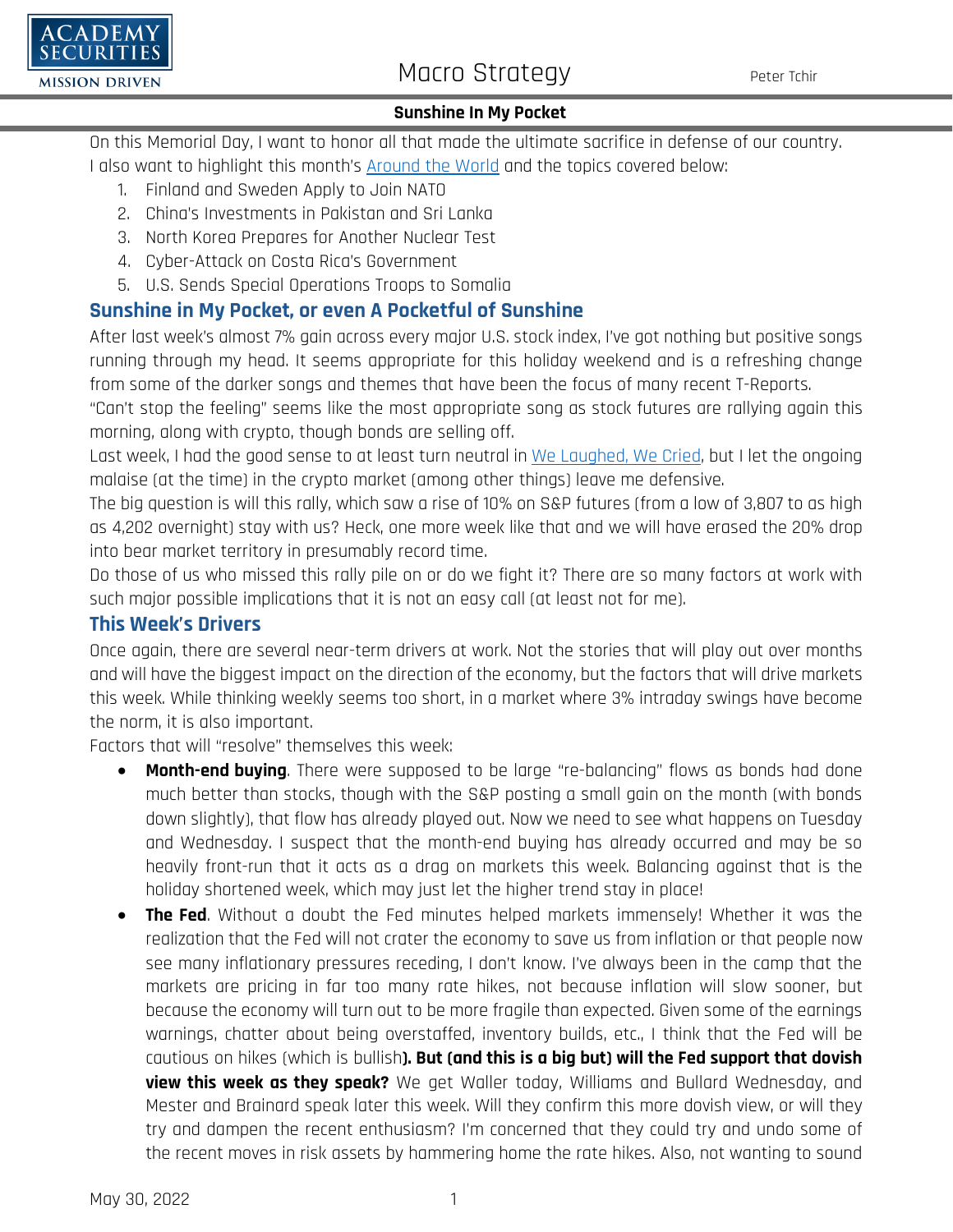Sunshine In My Pocket

On this Memorial Day, I want to honor all that made the ultimate sacrifice in defense of our country. I also want to highlight this month's Around the World and the topics covered below:

1. Finland and Sweden Apply to Join NATO
2. China's Investments in Pakistan and Sri Lanka
3. North Korea Prepares for Another Nuclear Test
4. Cyber-Attack on Costa Rica's Government
5. U.S. Sends Special Operations Troops to Somalia

## Sunshine in My Pocket, or even A Pocketful of Sunshine

After last week's almost 7% gain across every major U.S. stock index, I've got nothing but positive songs running through my head. It seems appropriate for this holiday weekend and is a refreshing change from some of the darker songs and themes that have been the focus of many recent T-Reports.

"Can't stop the feeling" seems like the most appropriate song as stock futures are rallying again this morning, along with crypto, though bonds are selling off.

Last week, I had the good sense to at least turn neutral in We Laughed, We Cried, but I let the ongoing malaise (at the time) in the crypto market (among other things) leave me defensive.

The big question is will this rally, which saw a rise of 10% on S&P futures (from a low of 3,807 to as high as 4,202 overnight) stay with us? Heck, one more week like that and we will have erased the 20% drop into bear market territory in presumably record time.

Do those of us who missed this rally pile on or do we fight it? There are so many factors at work with such major possible implications that it is not an easy call (at least not for me).

## This Week's Drivers

Once again, there are several near-term drivers at work. Not the stories that will play out over months and will have the biggest impact on the direction of the economy, but the factors that will drive markets this week. While thinking weekly seems too short, in a market where 3% intraday swings have become the norm, it is also important.

Factors that will "resolve" themselves this week:

- **Month-end buying**. There were supposed to be large "re-balancing" flows as bonds had done much better than stocks, though with the S&P posting a small gain on the month (with bonds down slightly), that flow has already played out. Now we need to see what happens on Tuesday and Wednesday. I suspect that the month-end buying has already occurred and may be so heavily front-run that it acts as a drag on markets this week. Balancing against that is the holiday shortened week, which may just let the higher trend stay in place!
- **The Fed**. Without a doubt the Fed minutes helped markets immensely! Whether it was the realization that the Fed will not crater the economy to save us from inflation or that people now see many inflationary pressures receding, I don't know. I've always been in the camp that the markets are pricing in far too many rate hikes, not because inflation will slow sooner, but because the economy will turn out to be more fragile than expected. Given some of the earnings warnings, chatter about being overstaffed, inventory builds, etc., I think that the Fed will be cautious on hikes (which is bullish**). But (and this is a big but) will the Fed support that dovish view this week as they speak?** We get Waller today, Williams and Bullard Wednesday, and Mester and Brainard speak later this week. Will they confirm this more dovish view, or will they try and dampen the recent enthusiasm? I'm concerned that they could try and undo some of the recent moves in risk assets by hammering home the rate hikes. Also, not wanting to sound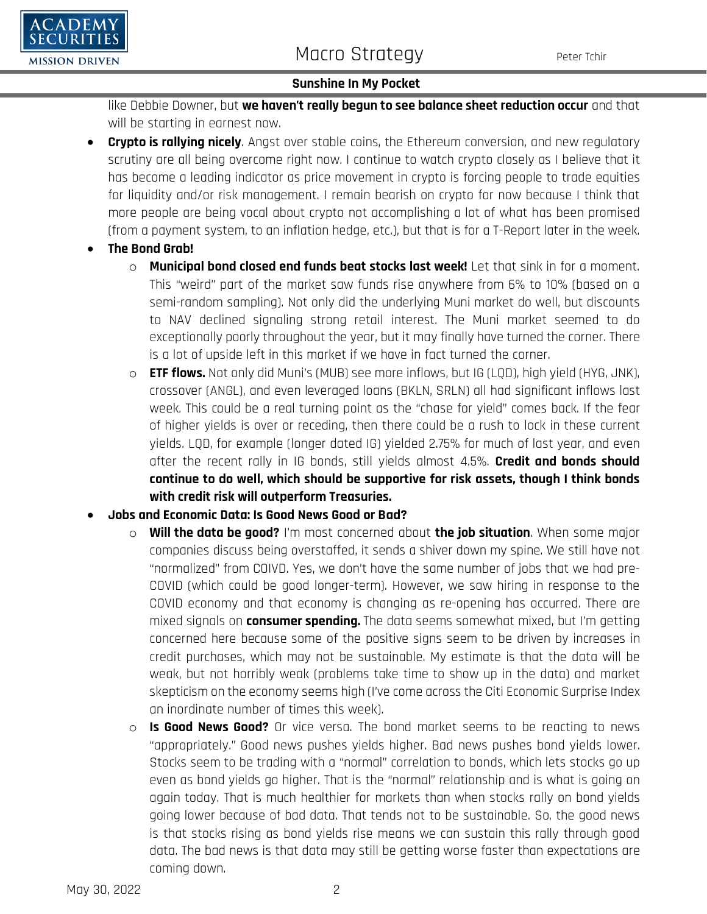like Debbie Downer, but **we haven't really begun to see balance sheet reduction occur** and that will be starting in earnest now.

- **Crypto is rallying nicely**. Angst over stable coins, the Ethereum conversion, and new regulatory scrutiny are all being overcome right now. I continue to watch crypto closely as I believe that it has become a leading indicator as price movement in crypto is forcing people to trade equities for liquidity and/or risk management. I remain bearish on crypto for now because I think that more people are being vocal about crypto not accomplishing a lot of what has been promised (from a payment system, to an inflation hedge, etc.), but that is for a T-Report later in the week.
- **The Bond Grab!**
    - **Municipal bond closed end funds beat stocks last week!** Let that sink in for a moment. This "weird" part of the market saw funds rise anywhere from 6% to 10% (based on a semi-random sampling). Not only did the underlying Muni market do well, but discounts to NAV declined signaling strong retail interest. The Muni market seemed to do exceptionally poorly throughout the year, but it may finally have turned the corner. There is a lot of upside left in this market if we have in fact turned the corner.
    - **ETF flows.** Not only did Muni's (MUB) see more inflows, but IG (LQD), high yield (HYG, JNK), crossover (ANGL), and even leveraged loans (BKLN, SRLN) all had significant inflows last week. This could be a real turning point as the "chase for yield" comes back. If the fear of higher yields is over or receding, then there could be a rush to lock in these current yields. LQD, for example (longer dated IG) yielded 2.75% for much of last year, and even after the recent rally in IG bonds, still yields almost 4.5%. **Credit and bonds should continue to do well, which should be supportive for risk assets, though I think bonds with credit risk will outperform Treasuries.**
- **Jobs and Economic Data: Is Good News Good or Bad?**
    - **Will the data be good?** I'm most concerned about **the job situation**. When some major companies discuss being overstaffed, it sends a shiver down my spine. We still have not "normalized" from COIVD. Yes, we don't have the same number of jobs that we had pre-COVID (which could be good longer-term). However, we saw hiring in response to the COVID economy and that economy is changing as re-opening has occurred. There are mixed signals on **consumer spending.** The data seems somewhat mixed, but I'm getting concerned here because some of the positive signs seem to be driven by increases in credit purchases, which may not be sustainable. My estimate is that the data will be weak, but not horribly weak (problems take time to show up in the data) and market skepticism on the economy seems high (I've come across the Citi Economic Surprise Index an inordinate number of times this week).
    - **Is Good News Good?** Or vice versa. The bond market seems to be reacting to news "appropriately." Good news pushes yields higher. Bad news pushes bond yields lower. Stocks seem to be trading with a "normal" correlation to bonds, which lets stocks go up even as bond yields go higher. That is the "normal" relationship and is what is going on again today. That is much healthier for markets than when stocks rally on bond yields going lower because of bad data. That tends not to be sustainable. So, the good news is that stocks rising as bond yields rise means we can sustain this rally through good data. The bad news is that data may still be getting worse faster than expectations are coming down.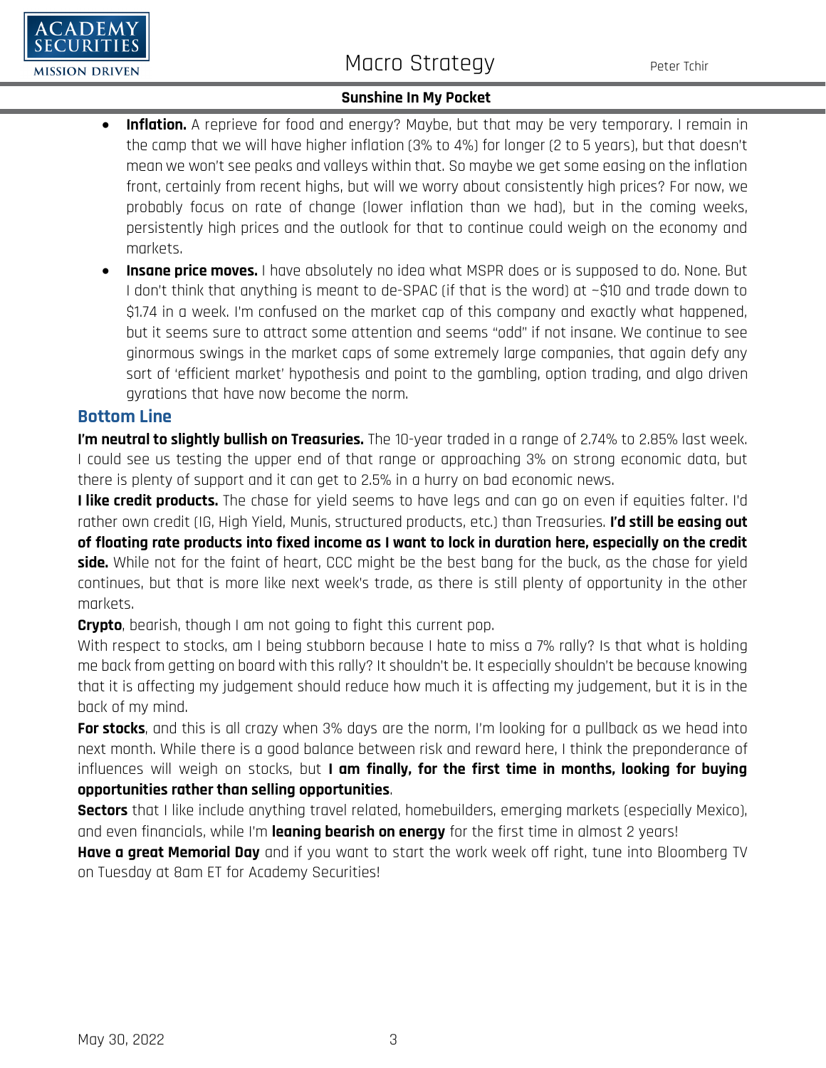- **Inflation.** A reprieve for food and energy? Maybe, but that may be very temporary. I remain in the camp that we will have higher inflation (3% to 4%) for longer (2 to 5 years), but that doesn't mean we won't see peaks and valleys within that. So maybe we get some easing on the inflation front, certainly from recent highs, but will we worry about consistently high prices? For now, we probably focus on rate of change (lower inflation than we had), but in the coming weeks, persistently high prices and the outlook for that to continue could weigh on the economy and markets.
- **Insane price moves.** I have absolutely no idea what MSPR does or is supposed to do. None. But I don't think that anything is meant to de-SPAC (if that is the word) at ~$10 and trade down to $1.74 in a week. I'm confused on the market cap of this company and exactly what happened, but it seems sure to attract some attention and seems "odd" if not insane. We continue to see ginormous swings in the market caps of some extremely large companies, that again defy any sort of 'efficient market' hypothesis and point to the gambling, option trading, and algo driven gyrations that have now become the norm.

## Bottom Line

**I'm neutral to slightly bullish on Treasuries.** The 10-year traded in a range of 2.74% to 2.85% last week. I could see us testing the upper end of that range or approaching 3% on strong economic data, but there is plenty of support and it can get to 2.5% in a hurry on bad economic news.

**I like credit products.** The chase for yield seems to have legs and can go on even if equities falter. I'd rather own credit (IG, High Yield, Munis, structured products, etc.) than Treasuries. **I'd still be easing out of floating rate products into fixed income as I want to lock in duration here, especially on the credit side.** While not for the faint of heart, CCC might be the best bang for the buck, as the chase for yield continues, but that is more like next week's trade, as there is still plenty of opportunity in the other markets.

**Crypto**, bearish, though I am not going to fight this current pop.

With respect to stocks, am I being stubborn because I hate to miss a 7% rally? Is that what is holding me back from getting on board with this rally? It shouldn't be. It especially shouldn't be because knowing that it is affecting my judgement should reduce how much it is affecting my judgement, but it is in the back of my mind.

**For stocks**, and this is all crazy when 3% days are the norm, I'm looking for a pullback as we head into next month. While there is a good balance between risk and reward here, I think the preponderance of influences will weigh on stocks, but **I am finally, for the first time in months, looking for buying opportunities rather than selling opportunities**.

**Sectors** that I like include anything travel related, homebuilders, emerging markets (especially Mexico), and even financials, while I'm **leaning bearish on energy** for the first time in almost 2 years!

**Have a great Memorial Day** and if you want to start the work week off right, tune into Bloomberg TV on Tuesday at 8am ET for Academy Securities!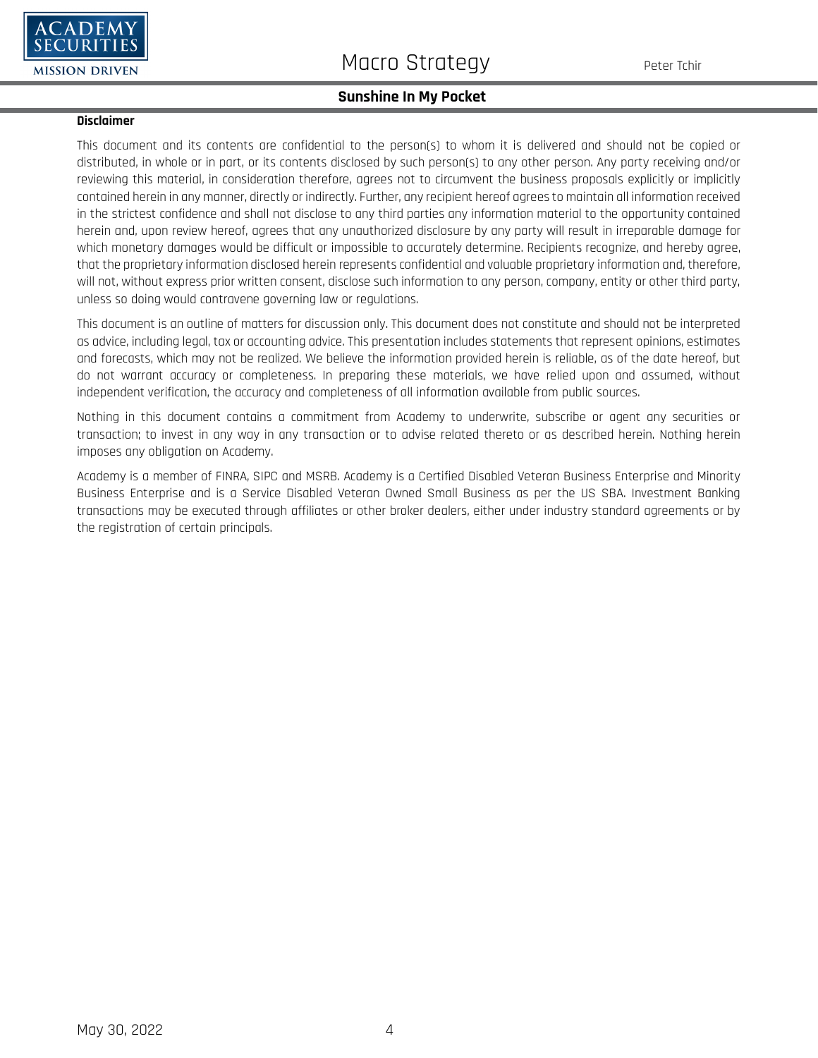**Disclaimer**

This document and its contents are confidential to the person(s) to whom it is delivered and should not be copied or distributed, in whole or in part, or its contents disclosed by such person(s) to any other person. Any party receiving and/or reviewing this material, in consideration therefore, agrees not to circumvent the business proposals explicitly or implicitly contained herein in any manner, directly or indirectly. Further, any recipient hereof agrees to maintain all information received in the strictest confidence and shall not disclose to any third parties any information material to the opportunity contained herein and, upon review hereof, agrees that any unauthorized disclosure by any party will result in irreparable damage for which monetary damages would be difficult or impossible to accurately determine. Recipients recognize, and hereby agree, that the proprietary information disclosed herein represents confidential and valuable proprietary information and, therefore, will not, without express prior written consent, disclose such information to any person, company, entity or other third party, unless so doing would contravene governing law or regulations.

This document is an outline of matters for discussion only. This document does not constitute and should not be interpreted as advice, including legal, tax or accounting advice. This presentation includes statements that represent opinions, estimates and forecasts, which may not be realized. We believe the information provided herein is reliable, as of the date hereof, but do not warrant accuracy or completeness. In preparing these materials, we have relied upon and assumed, without independent verification, the accuracy and completeness of all information available from public sources.

Nothing in this document contains a commitment from Academy to underwrite, subscribe or agent any securities or transaction; to invest in any way in any transaction or to advise related thereto or as described herein. Nothing herein imposes any obligation on Academy.

Academy is a member of FINRA, SIPC and MSRB. Academy is a Certified Disabled Veteran Business Enterprise and Minority Business Enterprise and is a Service Disabled Veteran Owned Small Business as per the US SBA. Investment Banking transactions may be executed through affiliates or other broker dealers, either under industry standard agreements or by the registration of certain principals.